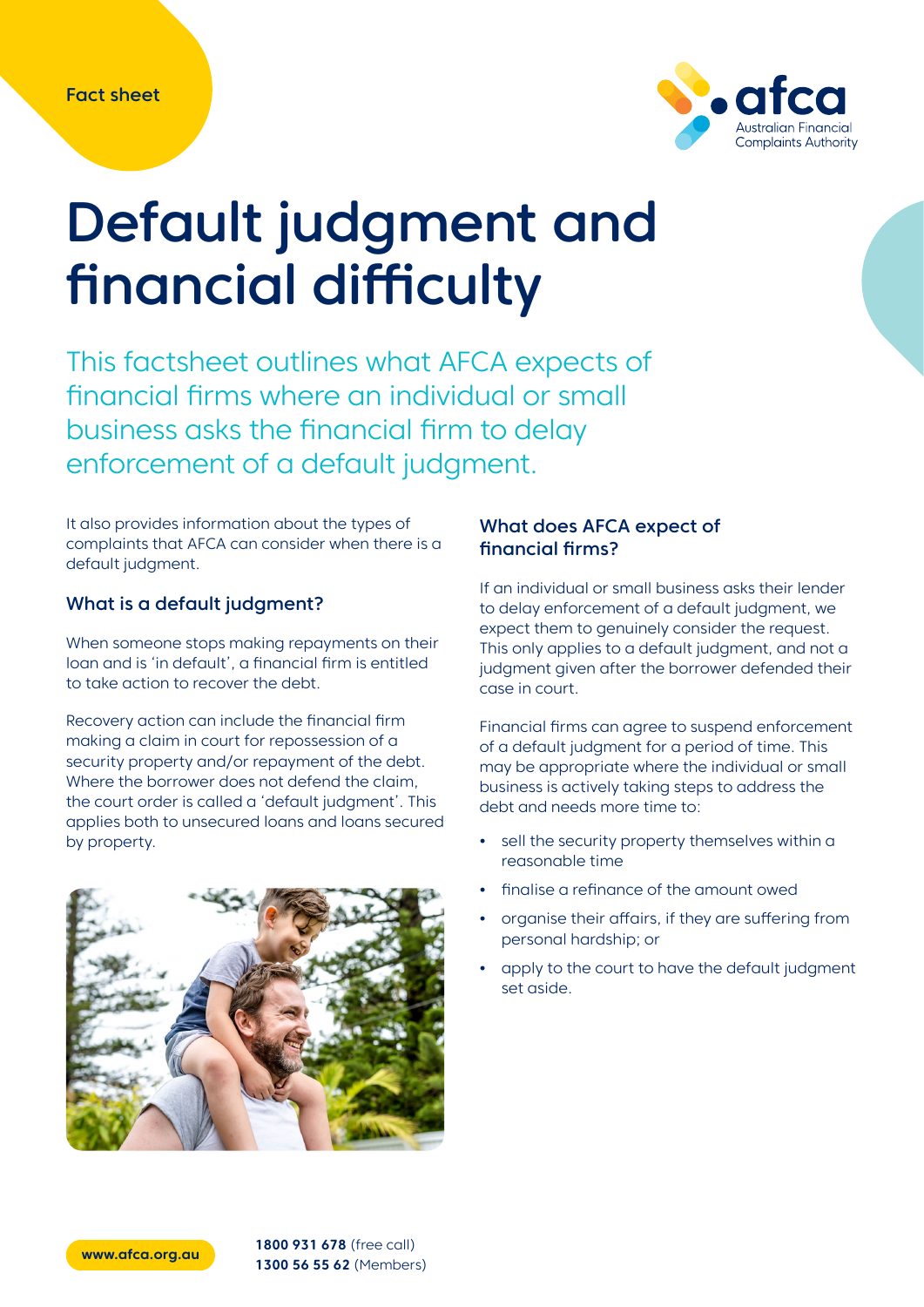Fact sheet

# Default judgment and financial difficulty

This factsheet outlines what AFCA expects of financial firms where an individual or small business asks the financial firm to delay enforcement of a default judgment.

It also provides information about the types of complaints that AFCA can consider when there is a default judgment.

## What is a default judgment?

When someone stops making repayments on their loan and is 'in default', a financial firm is entitled to take action to recover the debt.

Recovery action can include the financial firm making a claim in court for repossession of a security property and/or repayment of the debt. Where the borrower does not defend the claim, the court order is called a 'default judgment'. This applies both to unsecured loans and loans secured by property.

## What does AFCA expect of financial firms?

If an individual or small business asks their lender to delay enforcement of a default judgment, we expect them to genuinely consider the request. This only applies to a default judgment, and not a judgment given after the borrower defended their case in court.

Financial firms can agree to suspend enforcement of a default judgment for a period of time. This may be appropriate where the individual or small business is actively taking steps to address the debt and needs more time to:

- sell the security property themselves within a reasonable time
- finalise a refinance of the amount owed
- organise their affairs, if they are suffering from personal hardship; or
- apply to the court to have the default judgment set aside.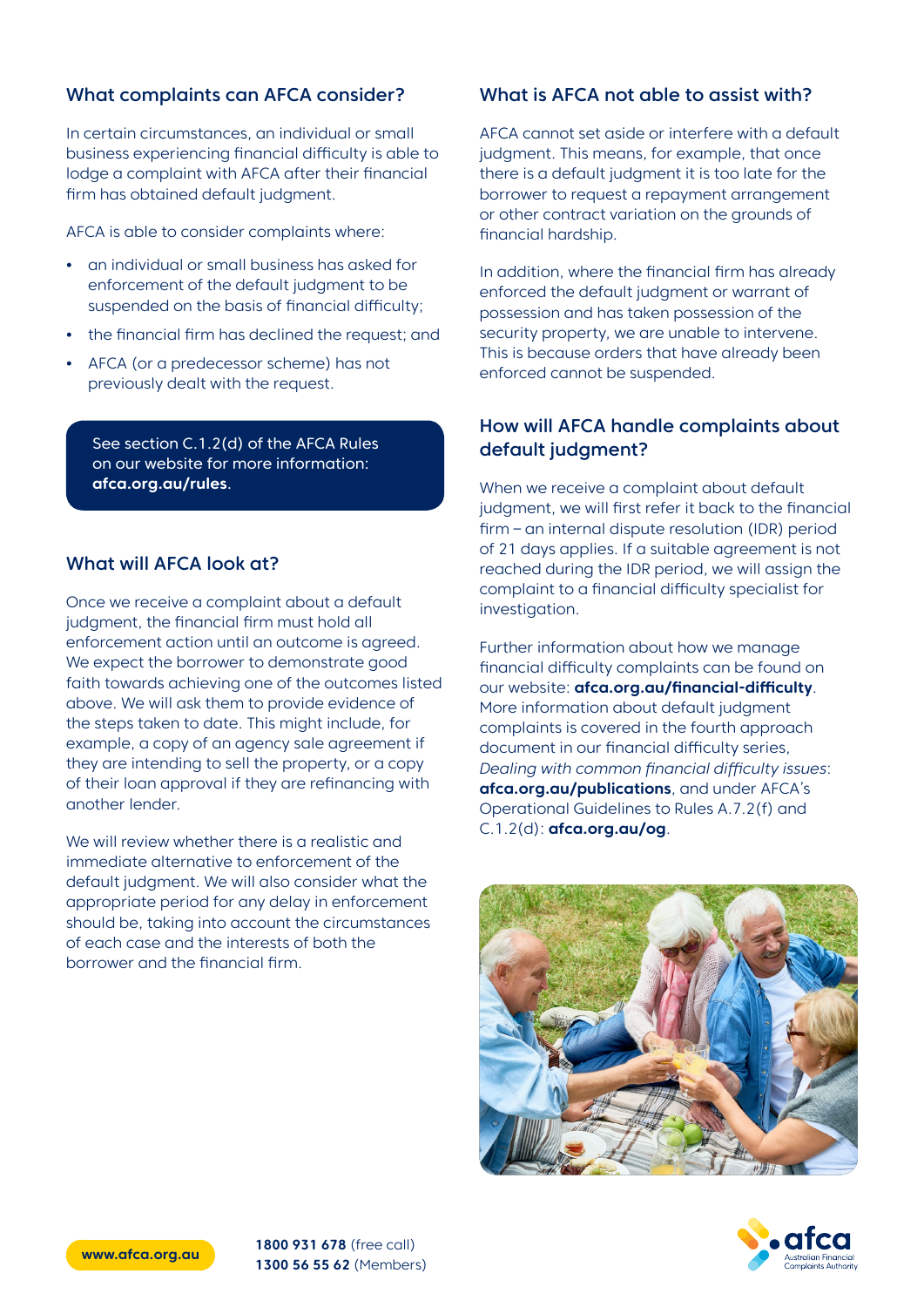## What complaints can AFCA consider?

In certain circumstances, an individual or small business experiencing financial difficulty is able to lodge a complaint with AFCA after their financial firm has obtained default judgment.

AFCA is able to consider complaints where:

- an individual or small business has asked for enforcement of the default judgment to be suspended on the basis of financial difficulty;
- the financial firm has declined the request; and
- AFCA (or a predecessor scheme) has not previously dealt with the request.

See section C.1.2(d) of the AFCA Rules on our website for more information: **afca.org.au/rules**.

## What will AFCA look at?

Once we receive a complaint about a default judgment, the financial firm must hold all enforcement action until an outcome is agreed. We expect the borrower to demonstrate good faith towards achieving one of the outcomes listed above. We will ask them to provide evidence of the steps taken to date. This might include, for example, a copy of an agency sale agreement if they are intending to sell the property, or a copy of their loan approval if they are refinancing with another lender.

We will review whether there is a realistic and immediate alternative to enforcement of the default judgment. We will also consider what the appropriate period for any delay in enforcement should be, taking into account the circumstances of each case and the interests of both the borrower and the financial firm.

## What is AFCA not able to assist with?

AFCA cannot set aside or interfere with a default judgment. This means, for example, that once there is a default judgment it is too late for the borrower to request a repayment arrangement or other contract variation on the grounds of financial hardship.

In addition, where the financial firm has already enforced the default judgment or warrant of possession and has taken possession of the security property, we are unable to intervene. This is because orders that have already been enforced cannot be suspended.

## How will AFCA handle complaints about default judgment?

When we receive a complaint about default judgment, we will first refer it back to the financial firm – an internal dispute resolution (IDR) period of 21 days applies. If a suitable agreement is not reached during the IDR period, we will assign the complaint to a financial difficulty specialist for investigation.

Further information about how we manage financial difficulty complaints can be found on our website: **afca.org.au/financial-difficulty**. More information about default judgment complaints is covered in the fourth approach document in our financial difficulty series, *Dealing with common financial difficulty issues*: **afca.org.au/publications**, and under AFCA's Operational Guidelines to Rules A.7.2(f) and C.1.2(d): **afca.org.au/og**.

**www.afca.org.au**

**1800 931 678** (free call)
**1300 56 55 62** (Members)